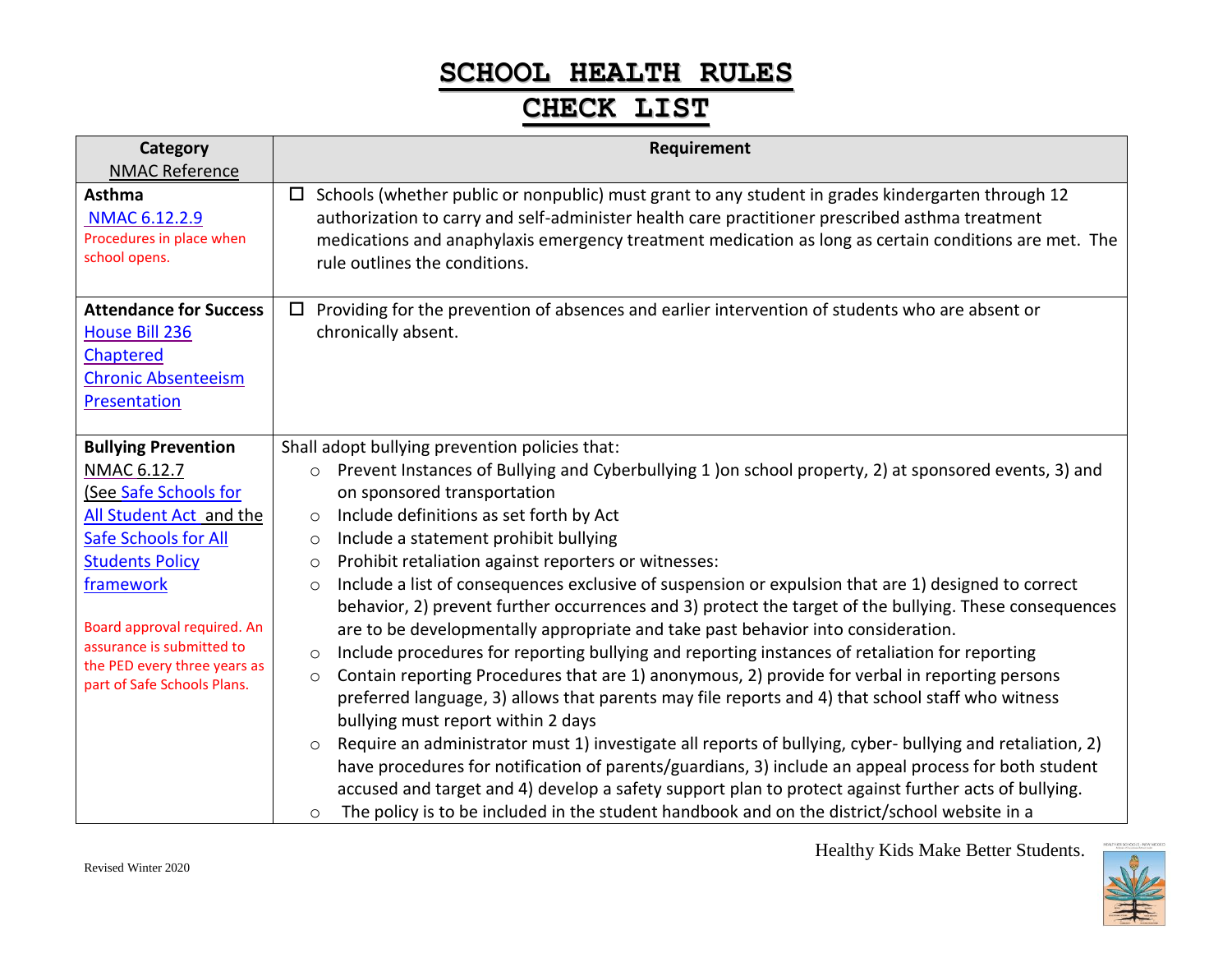# SCHOOL HEALTH RULES

# CHECK LIST

| Category<br>NMAC Reference | Requirement |
| --- | --- |
| **Asthma**<br>NMAC 6.12.2.9<br>Procedures in place when school opens. | ☐ Schools (whether public or nonpublic) must grant to any student in grades kindergarten through 12 authorization to carry and self-administer health care practitioner prescribed asthma treatment medications and anaphylaxis emergency treatment medication as long as certain conditions are met. The rule outlines the conditions. |
| **Attendance for Success**<br>House Bill 236 Chaptered<br>Chronic Absenteeism Presentation | ☐ Providing for the prevention of absences and earlier intervention of students who are absent or chronically absent. |
| **Bullying Prevention**<br>NMAC 6.12.7<br>(See Safe Schools for All Student Act and the Safe Schools for All Students Policy framework<br><br>Board approval required. An assurance is submitted to the PED every three years as part of Safe Schools Plans. | Shall adopt bullying prevention policies that:<br>○ Prevent Instances of Bullying and Cyberbullying 1 )on school property, 2) at sponsored events, 3) and on sponsored transportation<br>○ Include definitions as set forth by Act<br>○ Include a statement prohibit bullying<br>○ Prohibit retaliation against reporters or witnesses:<br>○ Include a list of consequences exclusive of suspension or expulsion that are 1) designed to correct behavior, 2) prevent further occurrences and 3) protect the target of the bullying. These consequences are to be developmentally appropriate and take past behavior into consideration.<br>○ Include procedures for reporting bullying and reporting instances of retaliation for reporting<br>○ Contain reporting Procedures that are 1) anonymous, 2) provide for verbal in reporting persons preferred language, 3) allows that parents may file reports and 4) that school staff who witness bullying must report within 2 days<br>○ Require an administrator must 1) investigate all reports of bullying, cyber- bullying and retaliation, 2) have procedures for notification of parents/guardians, 3) include an appeal process for both student accused and target and 4) develop a safety support plan to protect against further acts of bullying.<br>○ The policy is to be included in the student handbook and on the district/school website in a |

Revised Winter 2020

Healthy Kids Make Better Students.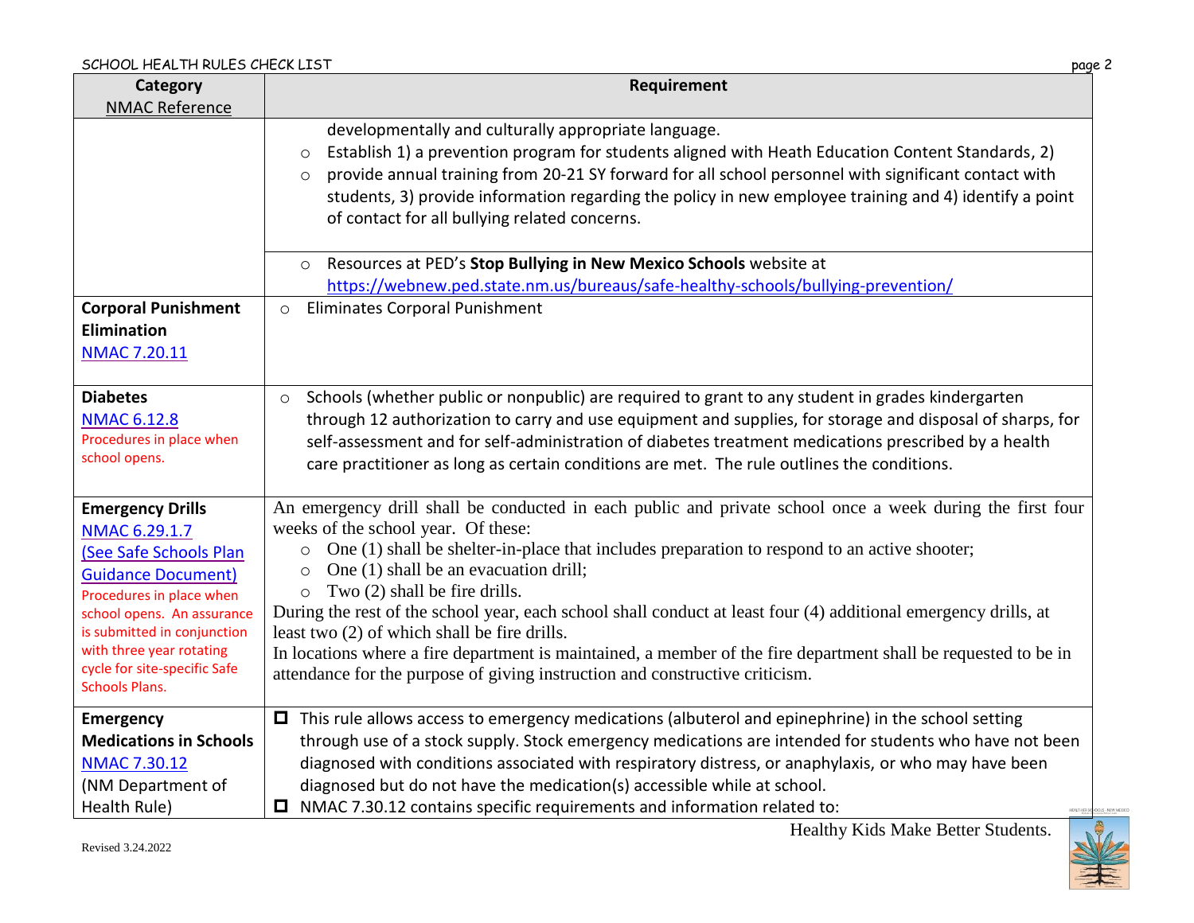| Category NMAC Reference | Requirement |
|---|---|
| | developmentally and culturally appropriate language. <br> ○ Establish 1) a prevention program for students aligned with Heath Education Content Standards, 2) <br> ○ provide annual training from 20-21 SY forward for all school personnel with significant contact with students, 3) provide information regarding the policy in new employee training and 4) identify a point of contact for all bullying related concerns. <br><br> ○ Resources at PED's **Stop Bullying in New Mexico Schools** website at https://webnew.ped.state.nm.us/bureaus/safe-healthy-schools/bullying-prevention/ |
| **Corporal Punishment Elimination** <br> NMAC 7.20.11 | ○ Eliminates Corporal Punishment |
| **Diabetes** <br> NMAC 6.12.8 <br> Procedures in place when school opens. | ○ Schools (whether public or nonpublic) are required to grant to any student in grades kindergarten through 12 authorization to carry and use equipment and supplies, for storage and disposal of sharps, for self-assessment and for self-administration of diabetes treatment medications prescribed by a health care practitioner as long as certain conditions are met. The rule outlines the conditions. |
| **Emergency Drills** <br> NMAC 6.29.1.7 <br> (See Safe Schools Plan Guidance Document) <br> Procedures in place when school opens. An assurance is submitted in conjunction with three year rotating cycle for site-specific Safe Schools Plans. | An emergency drill shall be conducted in each public and private school once a week during the first four weeks of the school year. Of these: <br> ○ One (1) shall be shelter-in-place that includes preparation to respond to an active shooter; <br> ○ One (1) shall be an evacuation drill; <br> ○ Two (2) shall be fire drills. <br> During the rest of the school year, each school shall conduct at least four (4) additional emergency drills, at least two (2) of which shall be fire drills. <br> In locations where a fire department is maintained, a member of the fire department shall be requested to be in attendance for the purpose of giving instruction and constructive criticism. |
| **Emergency Medications in Schools** <br> NMAC 7.30.12 <br> (NM Department of Health Rule) | ☐ This rule allows access to emergency medications (albuterol and epinephrine) in the school setting through use of a stock supply. Stock emergency medications are intended for students who have not been diagnosed with conditions associated with respiratory distress, or anaphylaxis, or who may have been diagnosed but do not have the medication(s) accessible while at school. <br> ☐ NMAC 7.30.12 contains specific requirements and information related to: |

Healthy Kids Make Better Students.

Revised 3.24.2022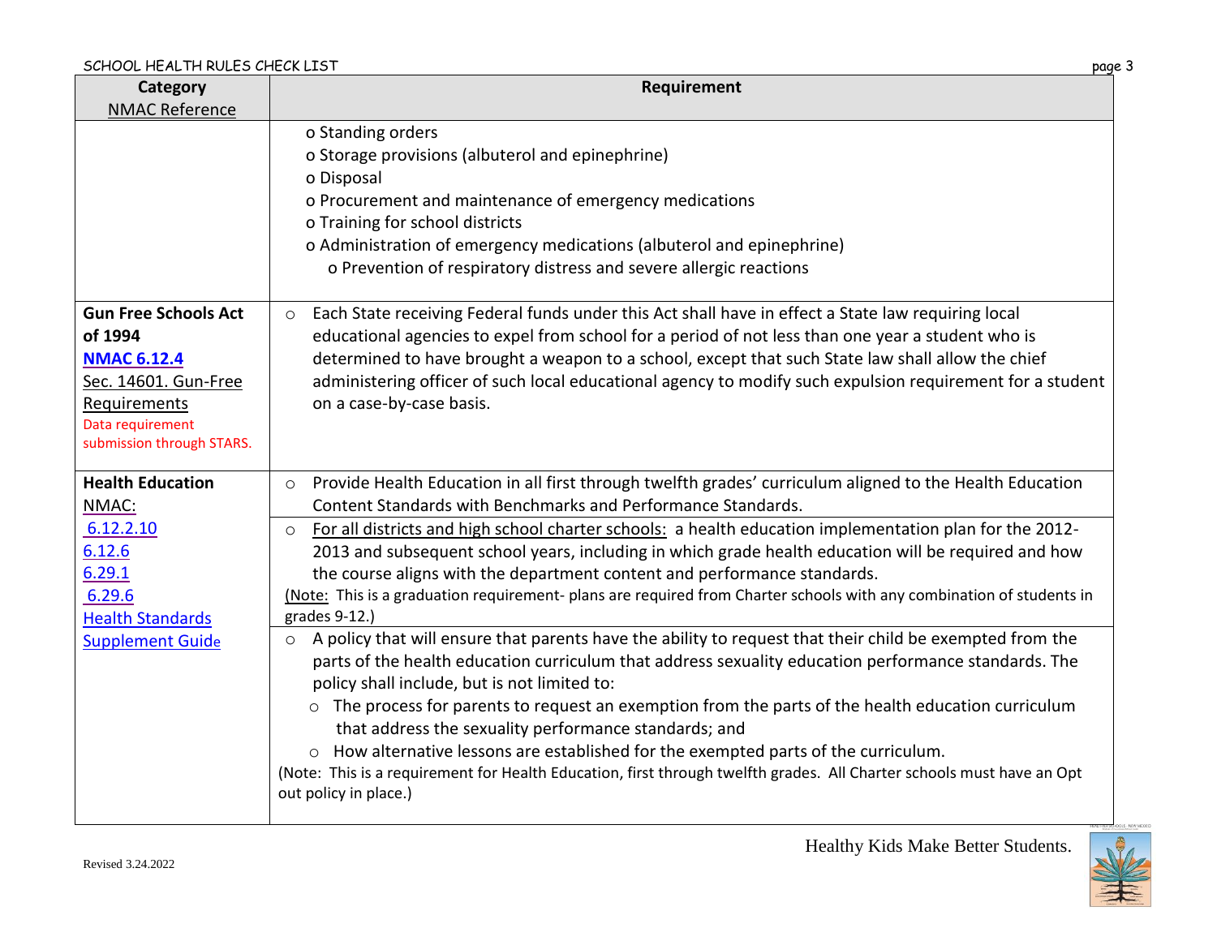| Category<br>NMAC Reference | Requirement |
|---|---|
| | o Standing orders<br>o Storage provisions (albuterol and epinephrine)<br>o Disposal<br>o Procurement and maintenance of emergency medications<br>o Training for school districts<br>o Administration of emergency medications (albuterol and epinephrine)<br>o Prevention of respiratory distress and severe allergic reactions |
| **Gun Free Schools Act of 1994**<br>**NMAC 6.12.4**<br>Sec. 14601. Gun-Free Requirements<br>Data requirement submission through STARS. | ○ Each State receiving Federal funds under this Act shall have in effect a State law requiring local educational agencies to expel from school for a period of not less than one year a student who is determined to have brought a weapon to a school, except that such State law shall allow the chief administering officer of such local educational agency to modify such expulsion requirement for a student on a case-by-case basis. |
| **Health Education**<br>NMAC:<br>6.12.2.10<br>6.12.6<br>6.29.1<br>6.29.6<br>Health Standards Supplement Guide | ○ Provide Health Education in all first through twelfth grades' curriculum aligned to the Health Education Content Standards with Benchmarks and Performance Standards. |
| | ○ For all districts and high school charter schools: a health education implementation plan for the 2012-2013 and subsequent school years, including in which grade health education will be required and how the course aligns with the department content and performance standards.<br>(Note: This is a graduation requirement- plans are required from Charter schools with any combination of students in grades 9-12.) |
| | ○ A policy that will ensure that parents have the ability to request that their child be exempted from the parts of the health education curriculum that address sexuality education performance standards. The policy shall include, but is not limited to:<br>○ The process for parents to request an exemption from the parts of the health education curriculum that address the sexuality performance standards; and<br>○ How alternative lessons are established for the exempted parts of the curriculum.<br>(Note: This is a requirement for Health Education, first through twelfth grades. All Charter schools must have an Opt out policy in place.) |

Healthy Kids Make Better Students.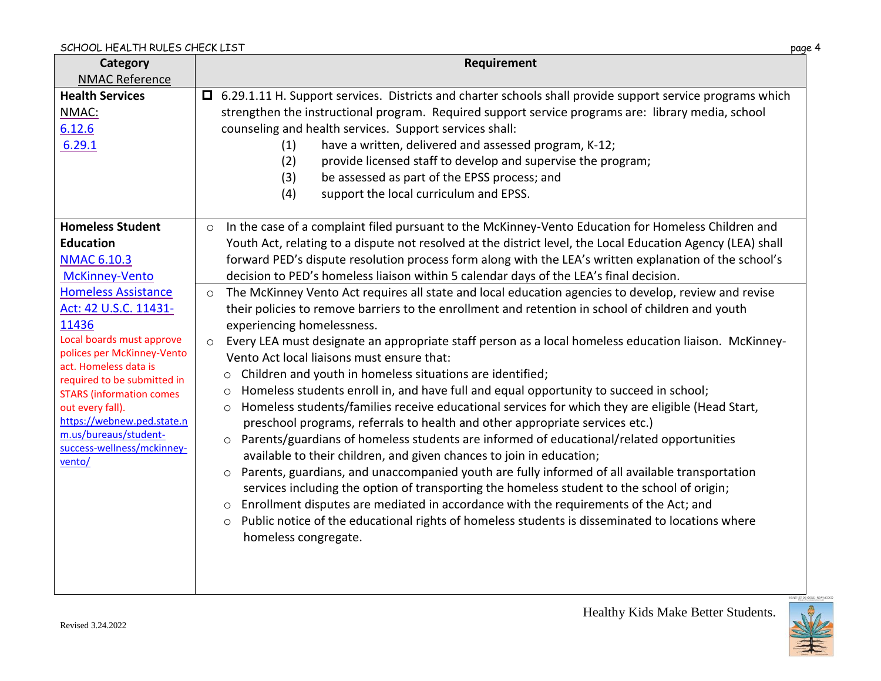| Category<br>NMAC Reference | Requirement |
|---|---|
| **Health Services**<br>NMAC:<br>6.12.6<br>6.29.1 | ☐ 6.29.1.11 H. Support services. Districts and charter schools shall provide support service programs which strengthen the instructional program. Required support service programs are: library media, school counseling and health services. Support services shall:<br>(1) have a written, delivered and assessed program, K-12;<br>(2) provide licensed staff to develop and supervise the program;<br>(3) be assessed as part of the EPSS process; and<br>(4) support the local curriculum and EPSS. |
| **Homeless Student Education**<br>NMAC 6.10.3<br>McKinney-Vento Homeless Assistance Act: 42 U.S.C. 11431-11436<br>Local boards must approve polices per McKinney-Vento act. Homeless data is required to be submitted in STARS (information comes out every fall).<br>https://webnew.ped.state.nm.us/bureaus/student-success-wellness/mckinney-vento/ | ○ In the case of a complaint filed pursuant to the McKinney-Vento Education for Homeless Children and Youth Act, relating to a dispute not resolved at the district level, the Local Education Agency (LEA) shall forward PED's dispute resolution process form along with the LEA's written explanation of the school's decision to PED's homeless liaison within 5 calendar days of the LEA's final decision. |
| | ○ The McKinney Vento Act requires all state and local education agencies to develop, review and revise their policies to remove barriers to the enrollment and retention in school of children and youth experiencing homelessness.<br>○ Every LEA must designate an appropriate staff person as a local homeless education liaison. McKinney-Vento Act local liaisons must ensure that:<br>○ Children and youth in homeless situations are identified;<br>○ Homeless students enroll in, and have full and equal opportunity to succeed in school;<br>○ Homeless students/families receive educational services for which they are eligible (Head Start, preschool programs, referrals to health and other appropriate services etc.)<br>○ Parents/guardians of homeless students are informed of educational/related opportunities available to their children, and given chances to join in education;<br>○ Parents, guardians, and unaccompanied youth are fully informed of all available transportation services including the option of transporting the homeless student to the school of origin;<br>○ Enrollment disputes are mediated in accordance with the requirements of the Act; and<br>○ Public notice of the educational rights of homeless students is disseminated to locations where homeless congregate. |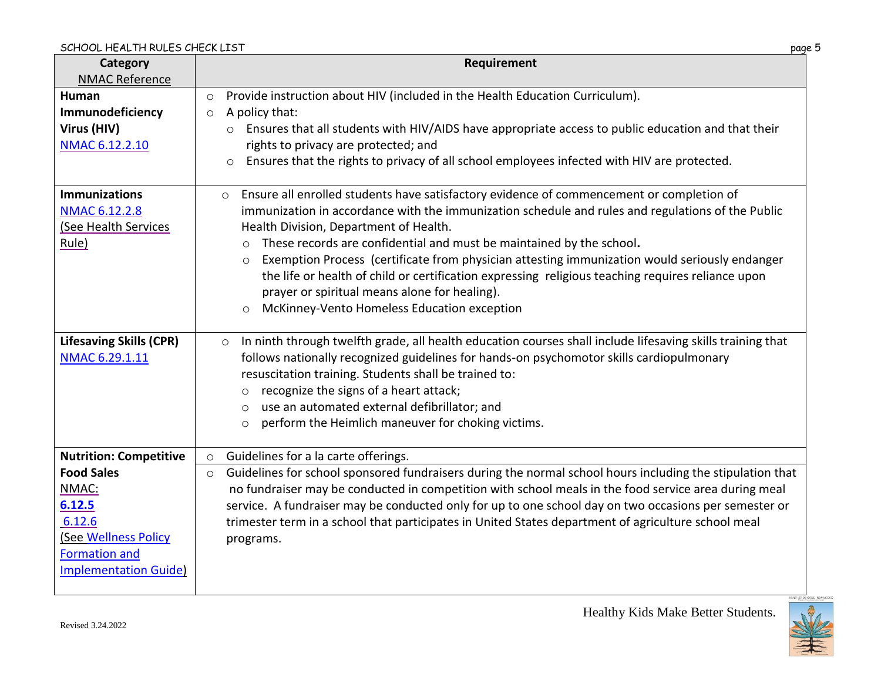| Category<br>NMAC Reference | Requirement |
| --- | --- |
| **Human Immunodeficiency Virus (HIV)**<br>NMAC 6.12.2.10 | ○ Provide instruction about HIV (included in the Health Education Curriculum).<br>○ A policy that:<br>&nbsp;&nbsp;○ Ensures that all students with HIV/AIDS have appropriate access to public education and that their rights to privacy are protected; and<br>&nbsp;&nbsp;○ Ensures that the rights to privacy of all school employees infected with HIV are protected. |
| **Immunizations**<br>NMAC 6.12.2.8<br>(See Health Services Rule) | ○ Ensure all enrolled students have satisfactory evidence of commencement or completion of immunization in accordance with the immunization schedule and rules and regulations of the Public Health Division, Department of Health.<br>&nbsp;&nbsp;○ These records are confidential and must be maintained by the school.<br>&nbsp;&nbsp;○ Exemption Process (certificate from physician attesting immunization would seriously endanger the life or health of child or certification expressing religious teaching requires reliance upon prayer or spiritual means alone for healing).<br>&nbsp;&nbsp;○ McKinney-Vento Homeless Education exception |
| **Lifesaving Skills (CPR)**<br>NMAC 6.29.1.11 | ○ In ninth through twelfth grade, all health education courses shall include lifesaving skills training that follows nationally recognized guidelines for hands-on psychomotor skills cardiopulmonary resuscitation training. Students shall be trained to:<br>&nbsp;&nbsp;○ recognize the signs of a heart attack;<br>&nbsp;&nbsp;○ use an automated external defibrillator; and<br>&nbsp;&nbsp;○ perform the Heimlich maneuver for choking victims. |
| **Nutrition: Competitive Food Sales**<br>NMAC:<br>**6.12.5**<br>6.12.6<br>(See Wellness Policy Formation and Implementation Guide) | ○ Guidelines for a la carte offerings.<br>○ Guidelines for school sponsored fundraisers during the normal school hours including the stipulation that no fundraiser may be conducted in competition with school meals in the food service area during meal service. A fundraiser may be conducted only for up to one school day on two occasions per semester or trimester term in a school that participates in United States department of agriculture school meal programs. |

Revised 3.24.2022

Healthy Kids Make Better Students.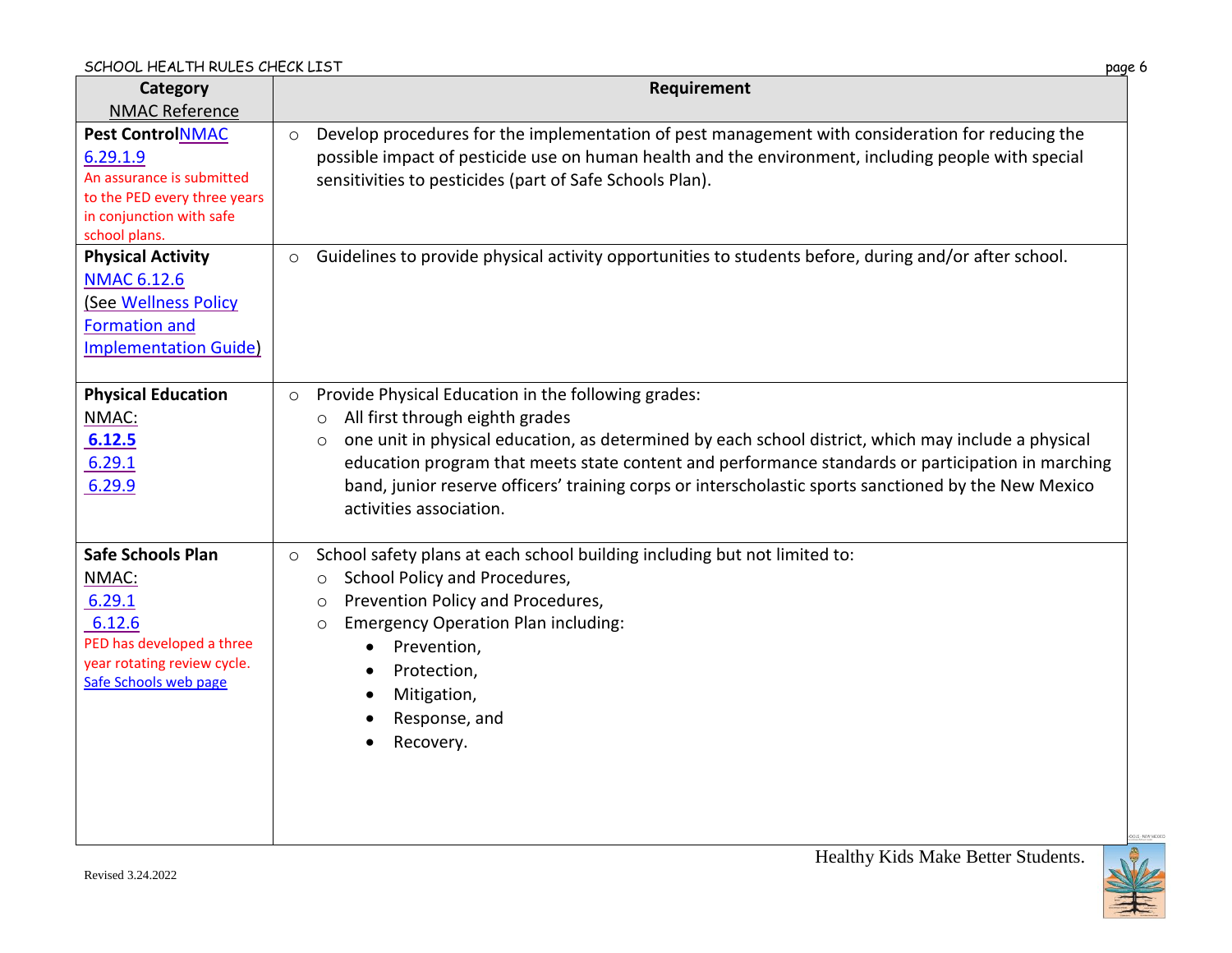| Category<br>NMAC Reference | Requirement |
|---|---|
| **Pest Control** NMAC 6.29.1.9<br>An assurance is submitted to the PED every three years in conjunction with safe school plans. | ○ Develop procedures for the implementation of pest management with consideration for reducing the possible impact of pesticide use on human health and the environment, including people with special sensitivities to pesticides (part of Safe Schools Plan). |
| **Physical Activity**<br>NMAC 6.12.6<br>(See Wellness Policy Formation and Implementation Guide) | ○ Guidelines to provide physical activity opportunities to students before, during and/or after school. |
| **Physical Education**<br>NMAC:<br>**6.12.5**<br>6.29.1<br>6.29.9 | ○ Provide Physical Education in the following grades:<br>&nbsp;&nbsp;○ All first through eighth grades<br>&nbsp;&nbsp;○ one unit in physical education, as determined by each school district, which may include a physical education program that meets state content and performance standards or participation in marching band, junior reserve officers' training corps or interscholastic sports sanctioned by the New Mexico activities association. |
| **Safe Schools Plan**<br>NMAC:<br>6.29.1<br>6.12.6<br>PED has developed a three year rotating review cycle.<br>Safe Schools web page | ○ School safety plans at each school building including but not limited to:<br>&nbsp;&nbsp;○ School Policy and Procedures,<br>&nbsp;&nbsp;○ Prevention Policy and Procedures,<br>&nbsp;&nbsp;○ Emergency Operation Plan including:<br>&nbsp;&nbsp;&nbsp;&nbsp;• Prevention,<br>&nbsp;&nbsp;&nbsp;&nbsp;• Protection,<br>&nbsp;&nbsp;&nbsp;&nbsp;• Mitigation,<br>&nbsp;&nbsp;&nbsp;&nbsp;• Response, and<br>&nbsp;&nbsp;&nbsp;&nbsp;• Recovery. |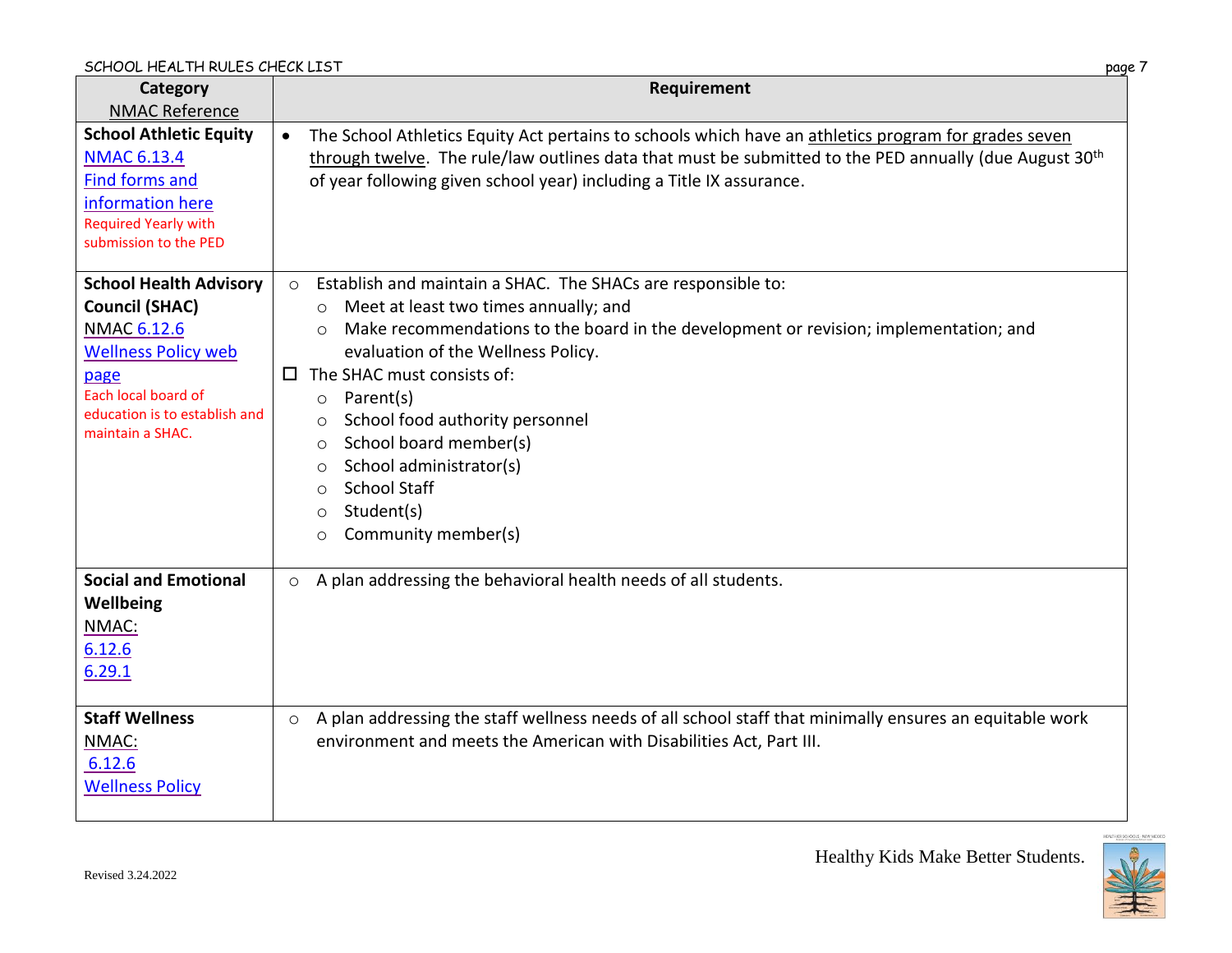| Category<br>NMAC Reference | Requirement |
|---|---|
| **School Athletic Equity**<br>NMAC 6.13.4<br>Find forms and information here<br>Required Yearly with submission to the PED | • The School Athletics Equity Act pertains to schools which have an athletics program for grades seven through twelve. The rule/law outlines data that must be submitted to the PED annually (due August 30th of year following given school year) including a Title IX assurance. |
| **School Health Advisory Council (SHAC)**<br>NMAC 6.12.6<br>Wellness Policy web page<br>Each local board of education is to establish and maintain a SHAC. | ○ Establish and maintain a SHAC. The SHACs are responsible to:<br>　○ Meet at least two times annually; and<br>　○ Make recommendations to the board in the development or revision; implementation; and evaluation of the Wellness Policy.<br>☐ The SHAC must consists of:<br>　○ Parent(s)<br>　○ School food authority personnel<br>　○ School board member(s)<br>　○ School administrator(s)<br>　○ School Staff<br>　○ Student(s)<br>　○ Community member(s) |
| **Social and Emotional Wellbeing**<br>NMAC:<br>6.12.6<br>6.29.1 | ○ A plan addressing the behavioral health needs of all students. |
| **Staff Wellness**<br>NMAC:<br>6.12.6<br>Wellness Policy | ○ A plan addressing the staff wellness needs of all school staff that minimally ensures an equitable work environment and meets the American with Disabilities Act, Part III. |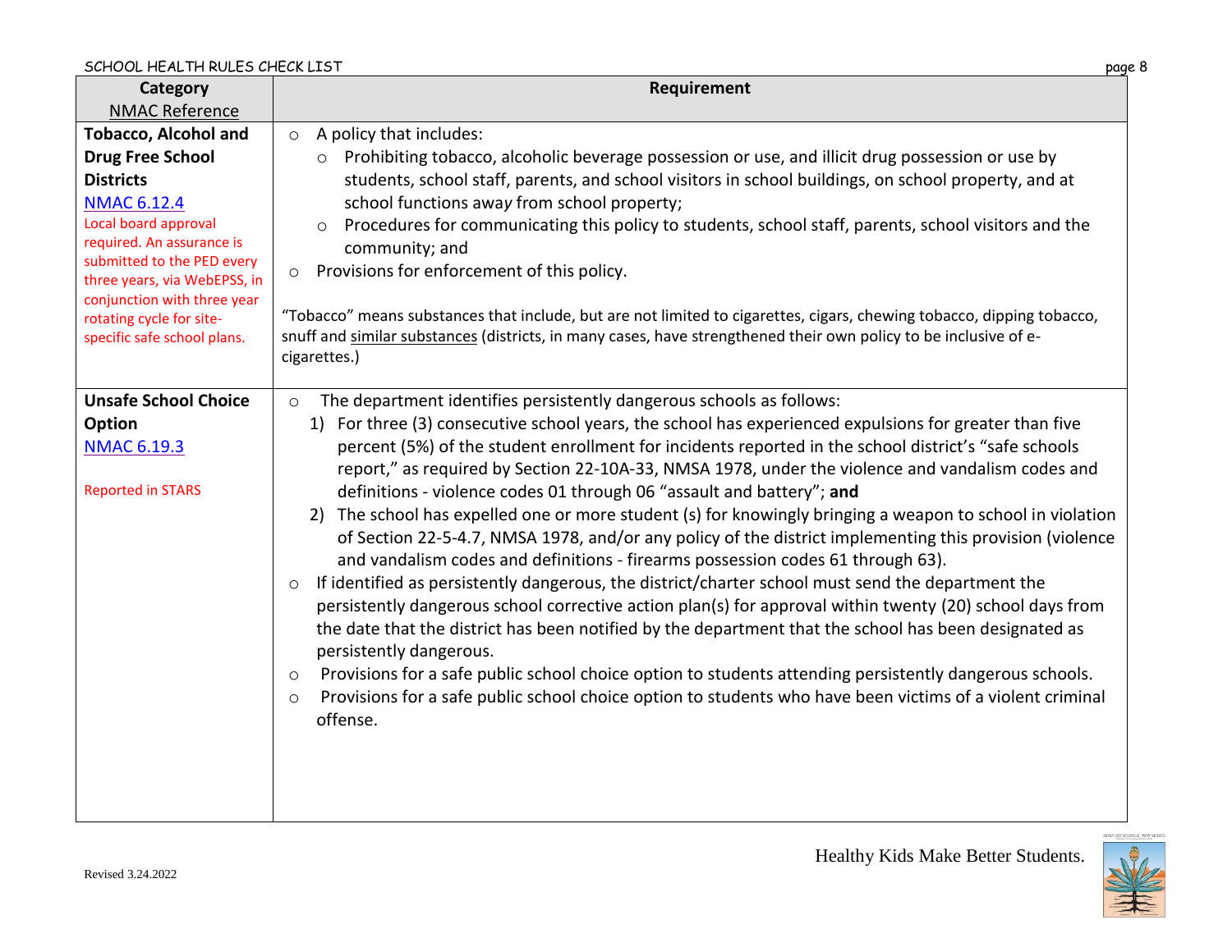| Category<br>NMAC Reference | Requirement |
|---|---|
| **Tobacco, Alcohol and Drug Free School Districts**<br>NMAC 6.12.4<br>Local board approval required. An assurance is submitted to the PED every three years, via WebEPSS, in conjunction with three year rotating cycle for site-specific safe school plans. | ○ A policy that includes:<br>&nbsp;&nbsp;○ Prohibiting tobacco, alcoholic beverage possession or use, and illicit drug possession or use by students, school staff, parents, and school visitors in school buildings, on school property, and at school functions away from school property;<br>&nbsp;&nbsp;○ Procedures for communicating this policy to students, school staff, parents, school visitors and the community; and<br>○ Provisions for enforcement of this policy.<br><br>"Tobacco" means substances that include, but are not limited to cigarettes, cigars, chewing tobacco, dipping tobacco, snuff and similar substances (districts, in many cases, have strengthened their own policy to be inclusive of e-cigarettes.) |
| **Unsafe School Choice Option**<br>NMAC 6.19.3<br><br>Reported in STARS | ○ The department identifies persistently dangerous schools as follows:<br>&nbsp;&nbsp;1) For three (3) consecutive school years, the school has experienced expulsions for greater than five percent (5%) of the student enrollment for incidents reported in the school district's "safe schools report," as required by Section 22-10A-33, NMSA 1978, under the violence and vandalism codes and definitions - violence codes 01 through 06 "assault and battery"; **and**<br>&nbsp;&nbsp;2) The school has expelled one or more student (s) for knowingly bringing a weapon to school in violation of Section 22-5-4.7, NMSA 1978, and/or any policy of the district implementing this provision (violence and vandalism codes and definitions - firearms possession codes 61 through 63).<br>○ If identified as persistently dangerous, the district/charter school must send the department the persistently dangerous school corrective action plan(s) for approval within twenty (20) school days from the date that the district has been notified by the department that the school has been designated as persistently dangerous.<br>○ Provisions for a safe public school choice option to students attending persistently dangerous schools.<br>○ Provisions for a safe public school choice option to students who have been victims of a violent criminal offense. |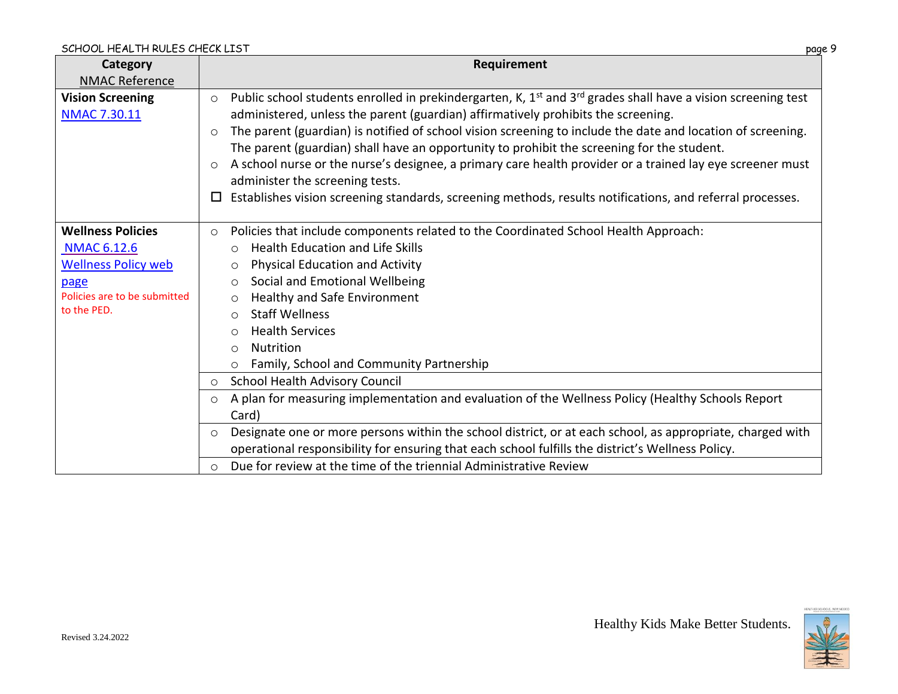| Category<br>NMAC Reference | Requirement |
|---|---|
| **Vision Screening**<br>NMAC 7.30.11 | ○ Public school students enrolled in prekindergarten, K, 1st and 3rd grades shall have a vision screening test administered, unless the parent (guardian) affirmatively prohibits the screening.<br>○ The parent (guardian) is notified of school vision screening to include the date and location of screening. The parent (guardian) shall have an opportunity to prohibit the screening for the student.<br>○ A school nurse or the nurse's designee, a primary care health provider or a trained lay eye screener must administer the screening tests.<br>☐ Establishes vision screening standards, screening methods, results notifications, and referral processes. |
| **Wellness Policies**<br>NMAC 6.12.6<br>Wellness Policy web page<br>Policies are to be submitted to the PED. | ○ Policies that include components related to the Coordinated School Health Approach:<br>&nbsp;&nbsp;○ Health Education and Life Skills<br>&nbsp;&nbsp;○ Physical Education and Activity<br>&nbsp;&nbsp;○ Social and Emotional Wellbeing<br>&nbsp;&nbsp;○ Healthy and Safe Environment<br>&nbsp;&nbsp;○ Staff Wellness<br>&nbsp;&nbsp;○ Health Services<br>&nbsp;&nbsp;○ Nutrition<br>&nbsp;&nbsp;○ Family, School and Community Partnership |
| | ○ School Health Advisory Council |
| | ○ A plan for measuring implementation and evaluation of the Wellness Policy (Healthy Schools Report Card) |
| | ○ Designate one or more persons within the school district, or at each school, as appropriate, charged with operational responsibility for ensuring that each school fulfills the district's Wellness Policy. |
| | ○ Due for review at the time of the triennial Administrative Review |

Revised 3.24.2022

Healthy Kids Make Better Students.